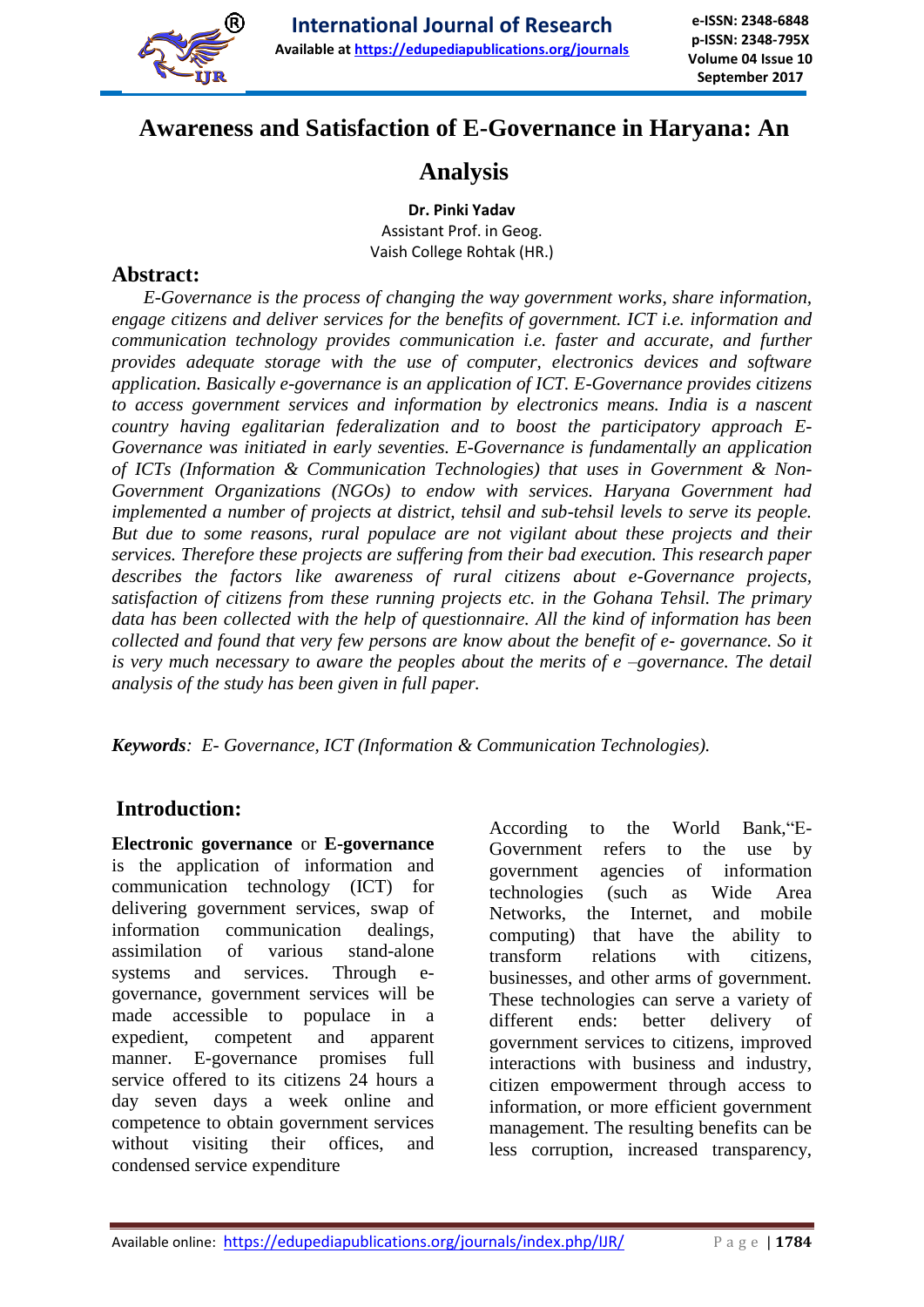# Awareness and Satisfaction of E-Governance in Haryana: An Analysis

**Dr. Pinki Yadav**
Assistant Prof. in Geog.
Vaish College Rohtak (HR.)

## Abstract:

*E-Governance is the process of changing the way government works, share information, engage citizens and deliver services for the benefits of government. ICT i.e. information and communication technology provides communication i.e. faster and accurate, and further provides adequate storage with the use of computer, electronics devices and software application. Basically e-governance is an application of ICT. E-Governance provides citizens to access government services and information by electronics means. India is a nascent country having egalitarian federalization and to boost the participatory approach E-Governance was initiated in early seventies. E-Governance is fundamentally an application of ICTs (Information & Communication Technologies) that uses in Government & Non-Government Organizations (NGOs) to endow with services. Haryana Government had implemented a number of projects at district, tehsil and sub-tehsil levels to serve its people. But due to some reasons, rural populace are not vigilant about these projects and their services. Therefore these projects are suffering from their bad execution. This research paper describes the factors like awareness of rural citizens about e-Governance projects, satisfaction of citizens from these running projects etc. in the Gohana Tehsil. The primary data has been collected with the help of questionnaire. All the kind of information has been collected and found that very few persons are know about the benefit of e- governance. So it is very much necessary to aware the peoples about the merits of e –governance. The detail analysis of the study has been given in full paper.*

***Keywords****: E- Governance, ICT (Information & Communication Technologies).*

## Introduction:

**Electronic governance** or **E-governance** is the application of information and communication technology (ICT) for delivering government services, swap of information communication dealings, assimilation of various stand-alone systems and services. Through e-governance, government services will be made accessible to populace in a expedient, competent and apparent manner. E-governance promises full service offered to its citizens 24 hours a day seven days a week online and competence to obtain government services without visiting their offices, and condensed service expenditure

According to the World Bank,"E-Government refers to the use by government agencies of information technologies (such as Wide Area Networks, the Internet, and mobile computing) that have the ability to transform relations with citizens, businesses, and other arms of government. These technologies can serve a variety of different ends: better delivery of government services to citizens, improved interactions with business and industry, citizen empowerment through access to information, or more efficient government management. The resulting benefits can be less corruption, increased transparency,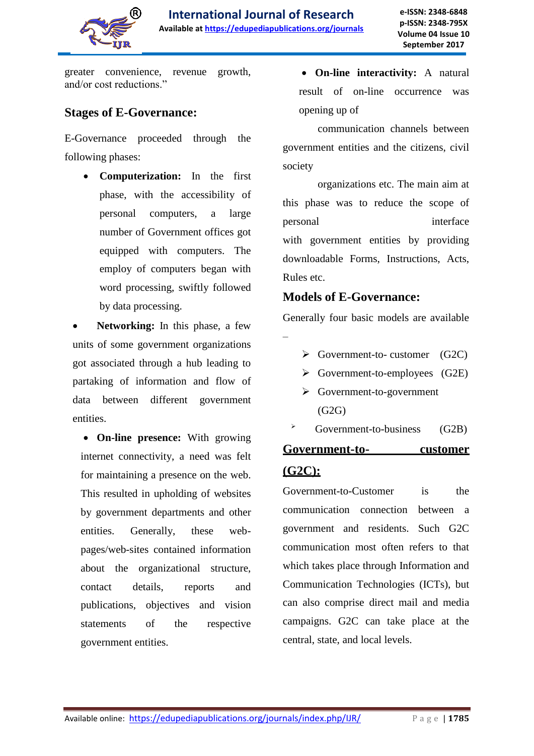greater convenience, revenue growth, and/or cost reductions."

## Stages of E-Governance:

E-Governance proceeded through the following phases:

- **Computerization:** In the first phase, with the accessibility of personal computers, a large number of Government offices got equipped with computers. The employ of computers began with word processing, swiftly followed by data processing.
- **Networking:** In this phase, a few units of some government organizations got associated through a hub leading to partaking of information and flow of data between different government entities.
- **On-line presence:** With growing internet connectivity, a need was felt for maintaining a presence on the web. This resulted in upholding of websites by government departments and other entities. Generally, these web-pages/web-sites contained information about the organizational structure, contact details, reports and publications, objectives and vision statements of the respective government entities.
- **On-line interactivity:** A natural result of on-line occurrence was opening up of communication channels between government entities and the citizens, civil society organizations etc. The main aim at this phase was to reduce the scope of personal interface with government entities by providing downloadable Forms, Instructions, Acts, Rules etc.

## Models of E-Governance:

Generally four basic models are available –

- Government-to- customer (G2C)
- Government-to-employees (G2E)
- Government-to-government (G2G)
- Government-to-business (G2B)

## Government-to- customer (G2C):

Government-to-Customer is the communication connection between a government and residents. Such G2C communication most often refers to that which takes place through Information and Communication Technologies (ICTs), but can also comprise direct mail and media campaigns. G2C can take place at the central, state, and local levels.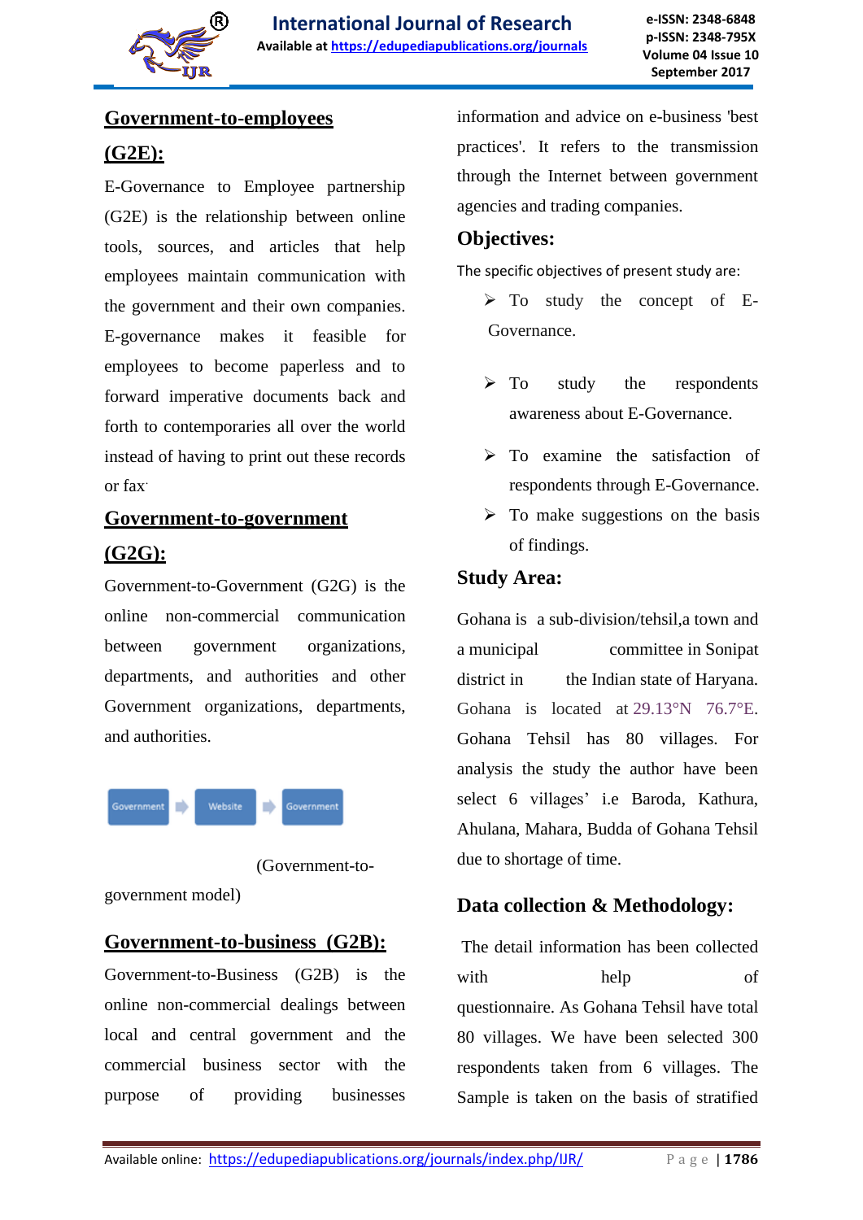## Government-to-employees (G2E):

E-Governance to Employee partnership (G2E) is the relationship between online tools, sources, and articles that help employees maintain communication with the government and their own companies. E-governance makes it feasible for employees to become paperless and to forward imperative documents back and forth to contemporaries all over the world instead of having to print out these records or fax.

## Government-to-government (G2G):

Government-to-Government (G2G) is the online non-commercial communication between government organizations, departments, and authorities and other Government organizations, departments, and authorities.

Government ➡ Website ➡ Government

(Government-to-government model)

## Government-to-business (G2B):

Government-to-Business (G2B) is the online non-commercial dealings between local and central government and the commercial business sector with the purpose of providing businesses information and advice on e-business 'best practices'. It refers to the transmission through the Internet between government agencies and trading companies.

## Objectives:

The specific objectives of present study are:

- To study the concept of E-Governance.
- To study the respondents awareness about E-Governance.
- To examine the satisfaction of respondents through E-Governance.
- To make suggestions on the basis of findings.

## Study Area:

Gohana is a sub-division/tehsil,a town and a municipal committee in Sonipat district in the Indian state of Haryana. Gohana is located at 29.13°N 76.7°E. Gohana Tehsil has 80 villages. For analysis the study the author have been select 6 villages' i.e Baroda, Kathura, Ahulana, Mahara, Budda of Gohana Tehsil due to shortage of time.

## Data collection & Methodology:

The detail information has been collected with help of questionnaire. As Gohana Tehsil have total 80 villages. We have been selected 300 respondents taken from 6 villages. The Sample is taken on the basis of stratified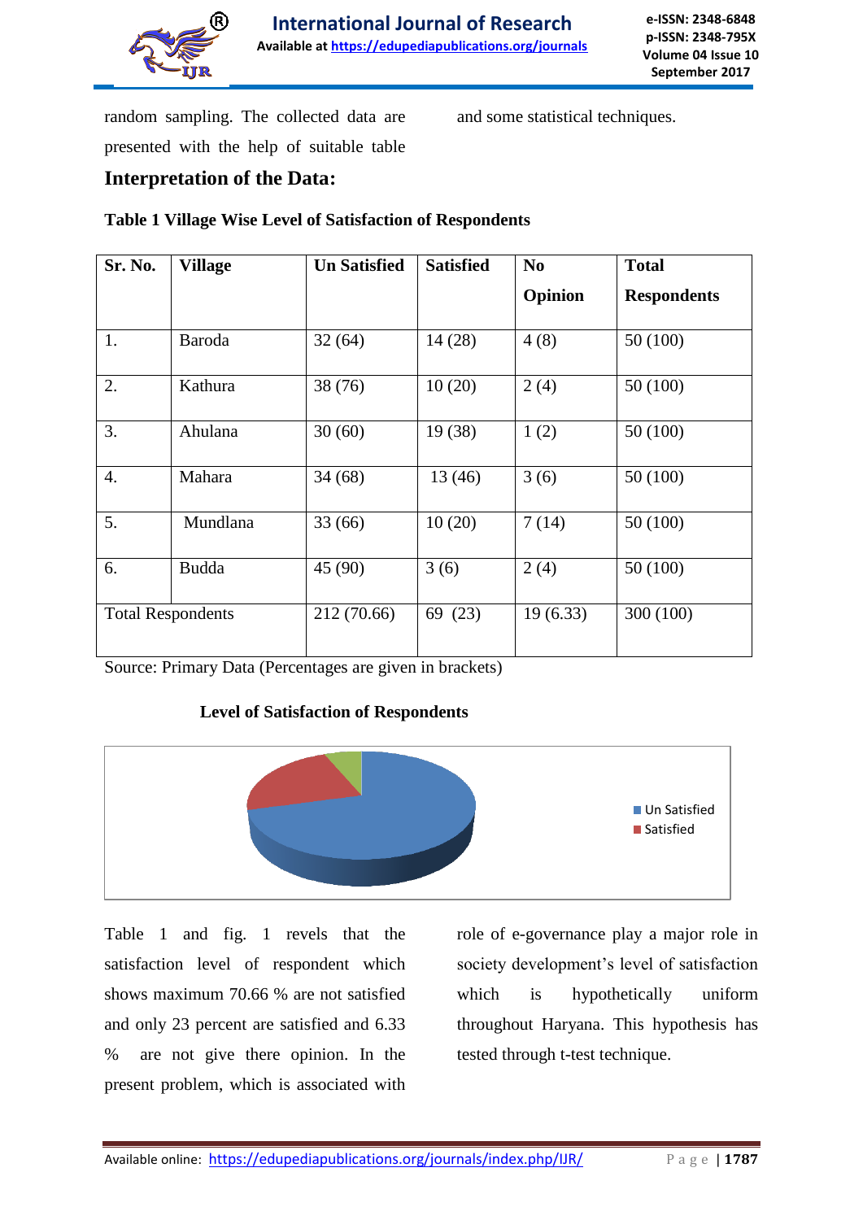random sampling. The collected data are presented with the help of suitable table and some statistical techniques.

## Interpretation of the Data:

**Table 1 Village Wise Level of Satisfaction of Respondents**

| Sr. No. | Village | Un Satisfied | Satisfied | No Opinion | Total Respondents |
|---|---|---|---|---|---|
| 1. | Baroda | 32 (64) | 14 (28) | 4 (8) | 50 (100) |
| 2. | Kathura | 38 (76) | 10 (20) | 2 (4) | 50 (100) |
| 3. | Ahulana | 30 (60) | 19 (38) | 1 (2) | 50 (100) |
| 4. | Mahara | 34 (68) | 13 (46) | 3 (6) | 50 (100) |
| 5. | Mundlana | 33 (66) | 10 (20) | 7 (14) | 50 (100) |
| 6. | Budda | 45 (90) | 3 (6) | 2 (4) | 50 (100) |
| Total Respondents | | 212 (70.66) | 69 (23) | 19 (6.33) | 300 (100) |

Source: Primary Data (Percentages are given in brackets)

**Level of Satisfaction of Respondents**

Table 1 and fig. 1 revels that the satisfaction level of respondent which shows maximum 70.66 % are not satisfied and only 23 percent are satisfied and 6.33 % are not give there opinion. In the present problem, which is associated with role of e-governance play a major role in society development's level of satisfaction which is hypothetically uniform throughout Haryana. This hypothesis has tested through t-test technique.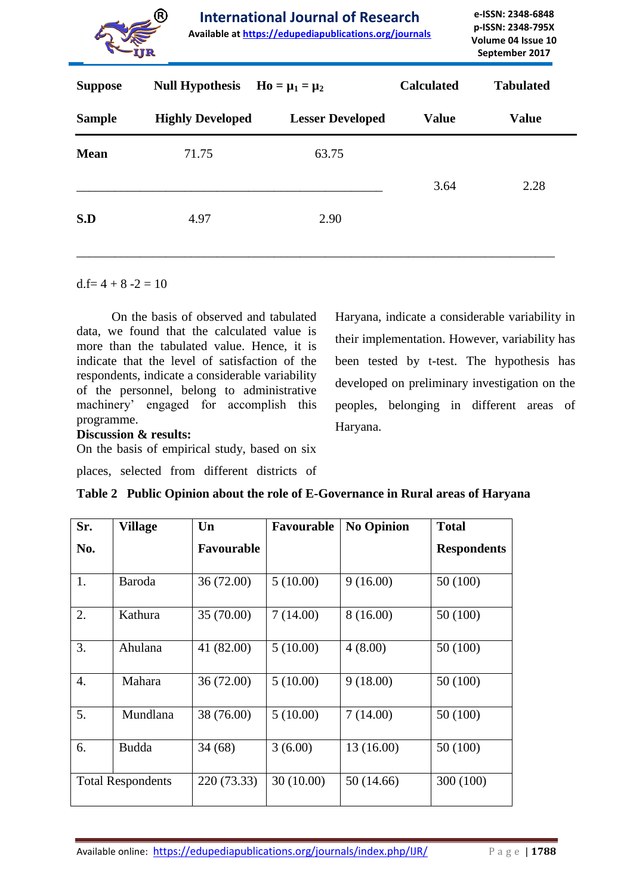| Suppose | Null Hypothesis | Ho = $\mu_1 = \mu_2$ | Calculated | Tabulated |
|---|---|---|---|---|
| Sample | Highly Developed | Lesser Developed | Value | Value |
| Mean | 71.75 | 63.75 | 3.64 | 2.28 |
| S.D | 4.97 | 2.90 | | |

d.f= 4 + 8 -2 = 10

On the basis of observed and tabulated data, we found that the calculated value is more than the tabulated value. Hence, it is indicate that the level of satisfaction of the respondents, indicate a considerable variability of the personnel, belong to administrative machinery' engaged for accomplish this programme.

**Discussion & results:**

On the basis of empirical study, based on six places, selected from different districts of Haryana, indicate a considerable variability in their implementation. However, variability has been tested by t-test. The hypothesis has developed on preliminary investigation on the peoples, belonging in different areas of Haryana.

**Table 2 Public Opinion about the role of E-Governance in Rural areas of Haryana**

| Sr. No. | Village | Un Favourable | Favourable | No Opinion | Total Respondents |
|---|---|---|---|---|---|
| 1. | Baroda | 36 (72.00) | 5 (10.00) | 9 (16.00) | 50 (100) |
| 2. | Kathura | 35 (70.00) | 7 (14.00) | 8 (16.00) | 50 (100) |
| 3. | Ahulana | 41 (82.00) | 5 (10.00) | 4 (8.00) | 50 (100) |
| 4. | Mahara | 36 (72.00) | 5 (10.00) | 9 (18.00) | 50 (100) |
| 5. | Mundlana | 38 (76.00) | 5 (10.00) | 7 (14.00) | 50 (100) |
| 6. | Budda | 34 (68) | 3 (6.00) | 13 (16.00) | 50 (100) |
| Total Respondents | | 220 (73.33) | 30 (10.00) | 50 (14.66) | 300 (100) |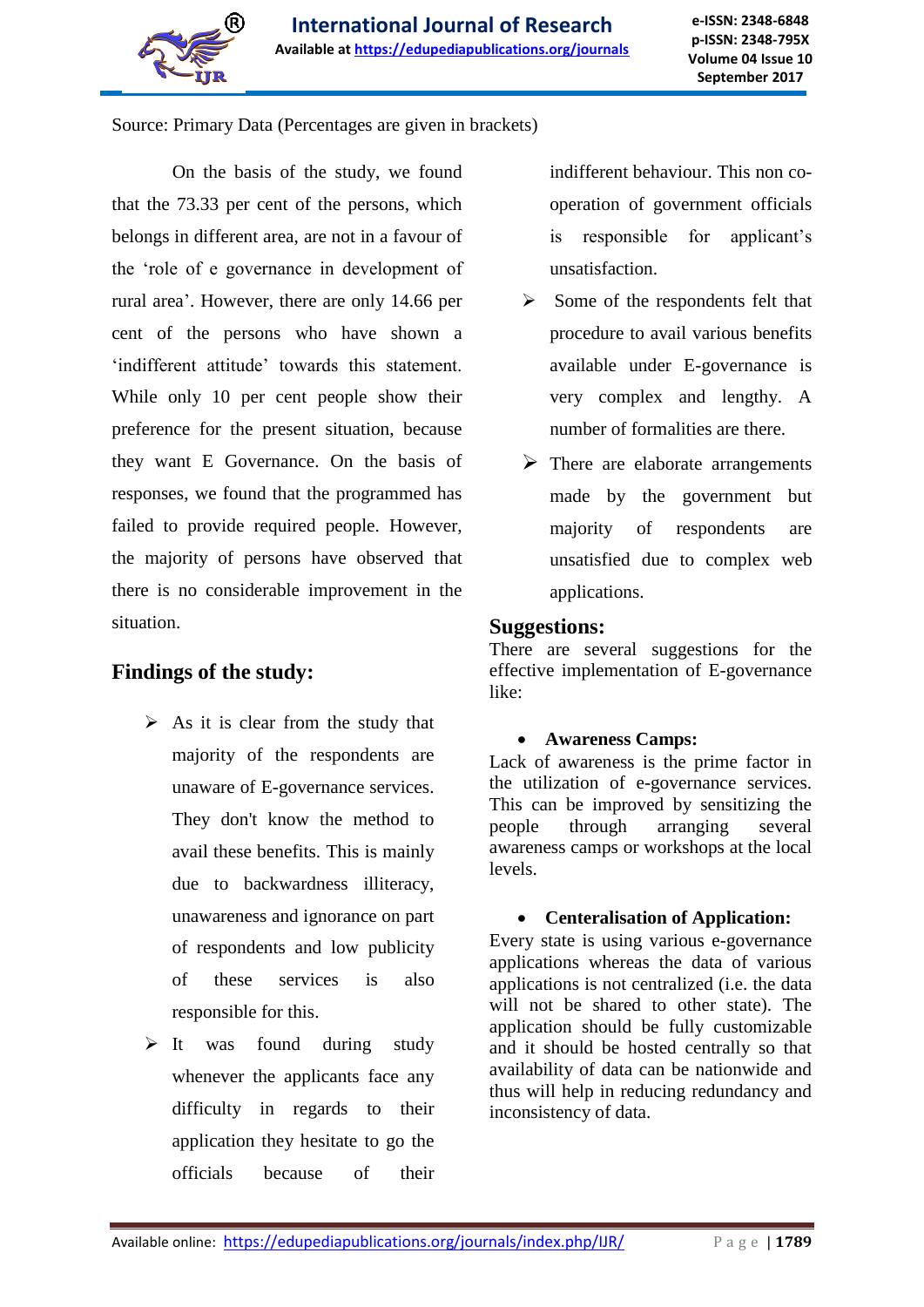Source: Primary Data (Percentages are given in brackets)

On the basis of the study, we found that the 73.33 per cent of the persons, which belongs in different area, are not in a favour of the 'role of e governance in development of rural area'. However, there are only 14.66 per cent of the persons who have shown a 'indifferent attitude' towards this statement. While only 10 per cent people show their preference for the present situation, because they want E Governance. On the basis of responses, we found that the programmed has failed to provide required people. However, the majority of persons have observed that there is no considerable improvement in the situation.

## Findings of the study:

- As it is clear from the study that majority of the respondents are unaware of E-governance services. They don't know the method to avail these benefits. This is mainly due to backwardness illiteracy, unawareness and ignorance on part of respondents and low publicity of these services is also responsible for this.
- It was found during study whenever the applicants face any difficulty in regards to their application they hesitate to go the officials because of their indifferent behaviour. This non co-operation of government officials is responsible for applicant's unsatisfaction.
- Some of the respondents felt that procedure to avail various benefits available under E-governance is very complex and lengthy. A number of formalities are there.
- There are elaborate arrangements made by the government but majority of respondents are unsatisfied due to complex web applications.

## Suggestions:

There are several suggestions for the effective implementation of E-governance like:

- **Awareness Camps:**

Lack of awareness is the prime factor in the utilization of e-governance services. This can be improved by sensitizing the people through arranging several awareness camps or workshops at the local levels.

- **Centeralisation of Application:**

Every state is using various e-governance applications whereas the data of various applications is not centralized (i.e. the data will not be shared to other state). The application should be fully customizable and it should be hosted centrally so that availability of data can be nationwide and thus will help in reducing redundancy and inconsistency of data.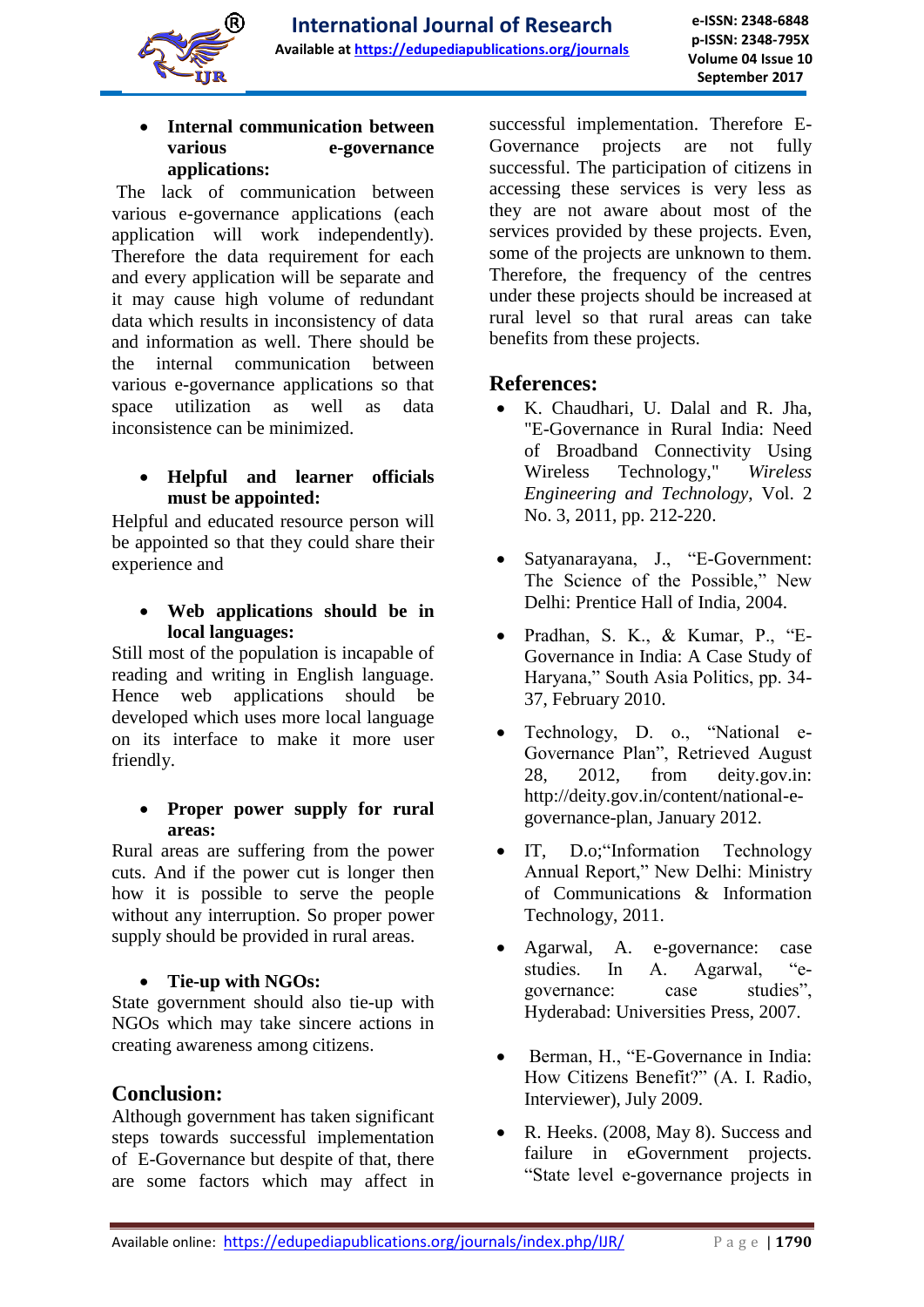- **Internal communication between various e-governance applications:**

The lack of communication between various e-governance applications (each application will work independently). Therefore the data requirement for each and every application will be separate and it may cause high volume of redundant data which results in inconsistency of data and information as well. There should be the internal communication between various e-governance applications so that space utilization as well as data inconsistence can be minimized.

- **Helpful and learner officials must be appointed:**

Helpful and educated resource person will be appointed so that they could share their experience and

- **Web applications should be in local languages:**

Still most of the population is incapable of reading and writing in English language. Hence web applications should be developed which uses more local language on its interface to make it more user friendly.

- **Proper power supply for rural areas:**

Rural areas are suffering from the power cuts. And if the power cut is longer then how it is possible to serve the people without any interruption. So proper power supply should be provided in rural areas.

- **Tie-up with NGOs:**

State government should also tie-up with NGOs which may take sincere actions in creating awareness among citizens.

## Conclusion:

Although government has taken significant steps towards successful implementation of E-Governance but despite of that, there are some factors which may affect in successful implementation. Therefore E-Governance projects are not fully successful. The participation of citizens in accessing these services is very less as they are not aware about most of the services provided by these projects. Even, some of the projects are unknown to them. Therefore, the frequency of the centres under these projects should be increased at rural level so that rural areas can take benefits from these projects.

## References:

- K. Chaudhari, U. Dalal and R. Jha, "E-Governance in Rural India: Need of Broadband Connectivity Using Wireless Technology," *Wireless Engineering and Technology*, Vol. 2 No. 3, 2011, pp. 212-220.
- Satyanarayana, J., "E-Government: The Science of the Possible," New Delhi: Prentice Hall of India, 2004.
- Pradhan, S. K., & Kumar, P., "E-Governance in India: A Case Study of Haryana," South Asia Politics, pp. 34-37, February 2010.
- Technology, D. o., "National e-Governance Plan", Retrieved August 28, 2012, from deity.gov.in: http://deity.gov.in/content/national-e-governance-plan, January 2012.
- IT, D.o;"Information Technology Annual Report," New Delhi: Ministry of Communications & Information Technology, 2011.
- Agarwal, A. e-governance: case studies. In A. Agarwal, "e-governance: case studies", Hyderabad: Universities Press, 2007.
- Berman, H., "E-Governance in India: How Citizens Benefit?" (A. I. Radio, Interviewer), July 2009.
- R. Heeks. (2008, May 8). Success and failure in eGovernment projects. "State level e-governance projects in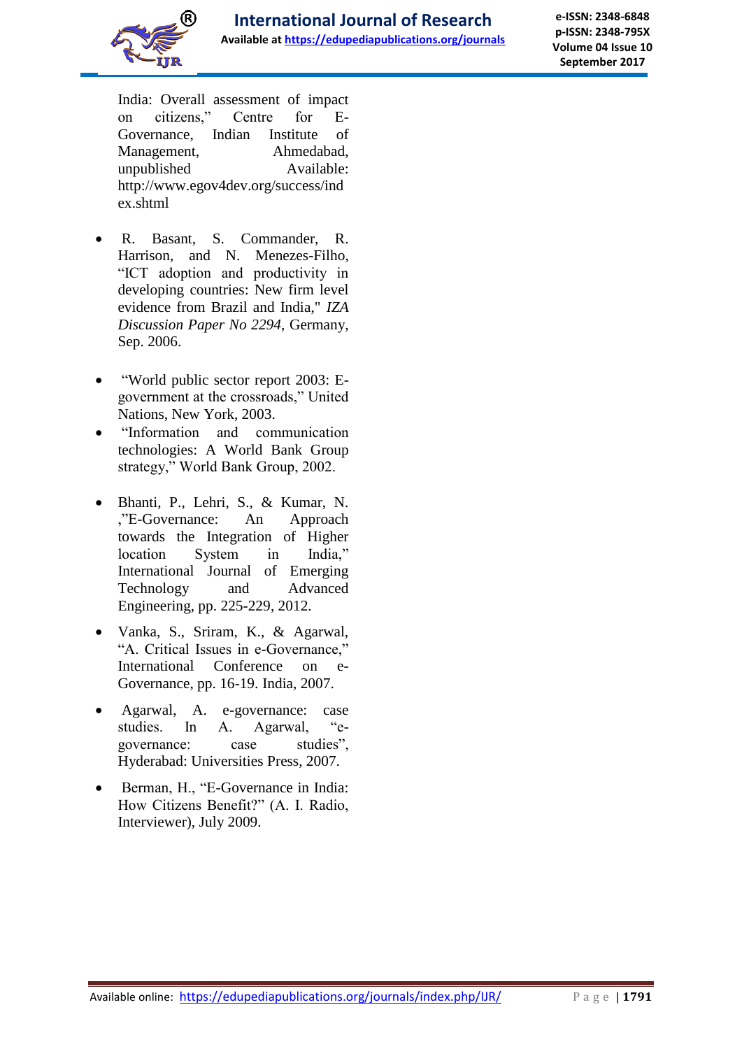India: Overall assessment of impact on citizens," Centre for E-Governance, Indian Institute of Management, Ahmedabad, unpublished Available: http://www.egov4dev.org/success/index.shtml

- R. Basant, S. Commander, R. Harrison, and N. Menezes-Filho, "ICT adoption and productivity in developing countries: New firm level evidence from Brazil and India," *IZA Discussion Paper No 2294*, Germany, Sep. 2006.

- "World public sector report 2003: E-government at the crossroads," United Nations, New York, 2003.
- "Information and communication technologies: A World Bank Group strategy," World Bank Group, 2002.

- Bhanti, P., Lehri, S., & Kumar, N. ,"E-Governance: An Approach towards the Integration of Higher location System in India," International Journal of Emerging Technology and Advanced Engineering, pp. 225-229, 2012.

- Vanka, S., Sriram, K., & Agarwal, "A. Critical Issues in e-Governance," International Conference on e-Governance, pp. 16-19. India, 2007.

- Agarwal, A. e-governance: case studies. In A. Agarwal, "e-governance: case studies", Hyderabad: Universities Press, 2007.

- Berman, H., "E-Governance in India: How Citizens Benefit?" (A. I. Radio, Interviewer), July 2009.